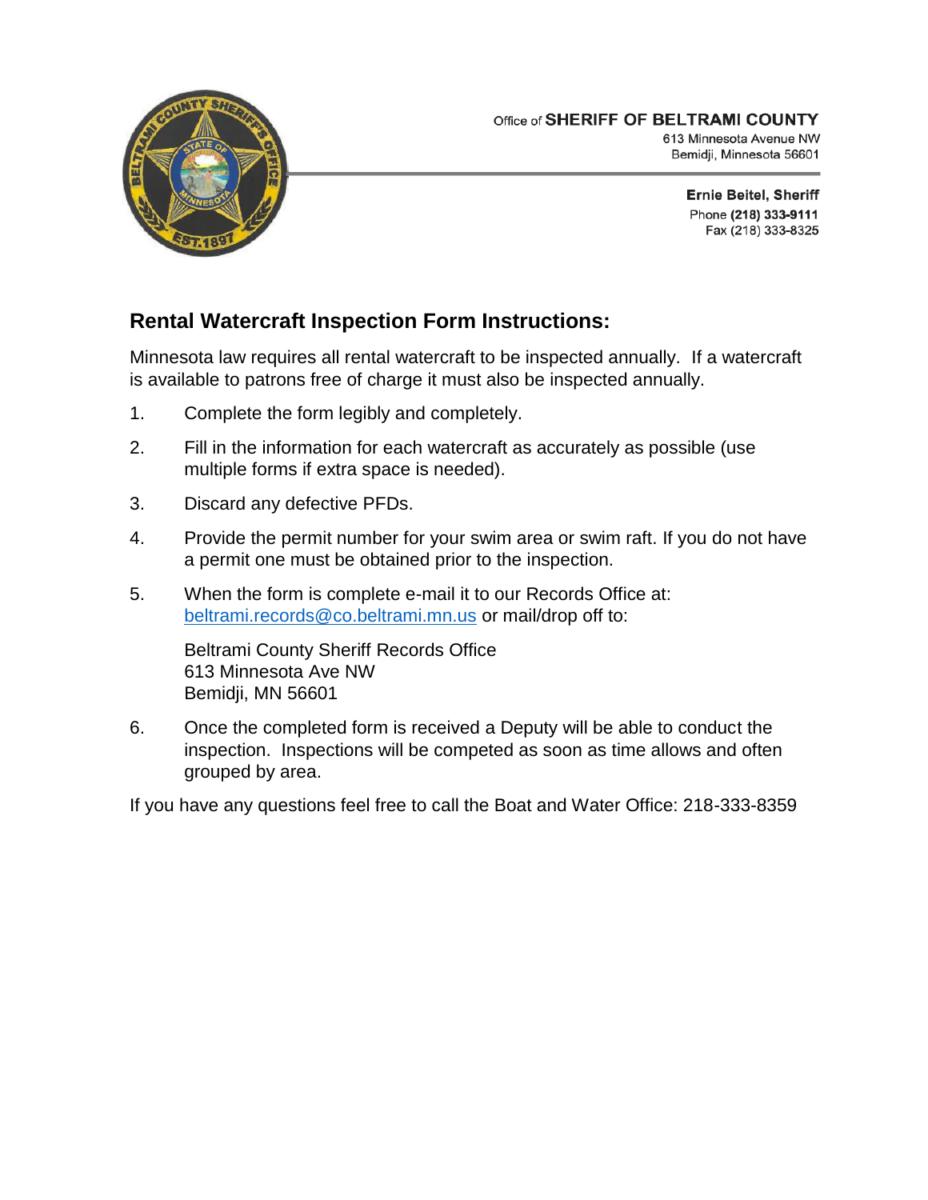Office of **SHERIFF OF BELTRAMI COUNTY**
613 Minnesota Avenue NW
Bemidji, Minnesota 56601

**Ernie Beitel, Sheriff**
Phone **(218) 333-9111**
Fax (218) 333-8325

## Rental Watercraft Inspection Form Instructions:

Minnesota law requires all rental watercraft to be inspected annually. If a watercraft is available to patrons free of charge it must also be inspected annually.

1. Complete the form legibly and completely.
2. Fill in the information for each watercraft as accurately as possible (use multiple forms if extra space is needed).
3. Discard any defective PFDs.
4. Provide the permit number for your swim area or swim raft. If you do not have a permit one must be obtained prior to the inspection.
5. When the form is complete e-mail it to our Records Office at: beltrami.records@co.beltrami.mn.us or mail/drop off to:

   Beltrami County Sheriff Records Office
   613 Minnesota Ave NW
   Bemidji, MN 56601

6. Once the completed form is received a Deputy will be able to conduct the inspection. Inspections will be competed as soon as time allows and often grouped by area.

If you have any questions feel free to call the Boat and Water Office: 218-333-8359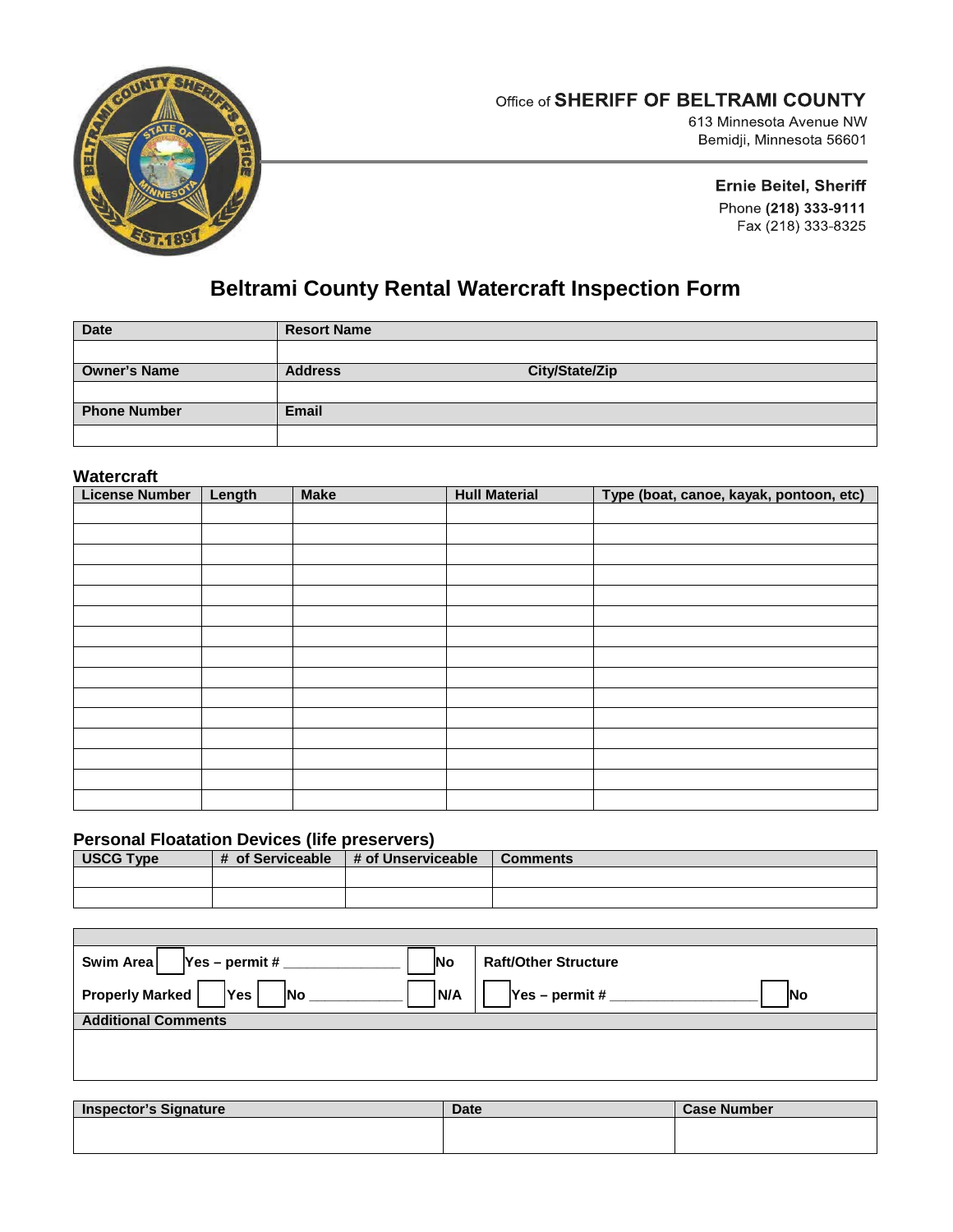Office of **SHERIFF OF BELTRAMI COUNTY**
613 Minnesota Avenue NW
Bemidji, Minnesota 56601

**Ernie Beitel, Sheriff**
Phone **(218) 333-9111**
Fax (218) 333-8325

# Beltrami County Rental Watercraft Inspection Form

| Date | Resort Name | |
|---|---|---|
| | | |
| **Owner's Name** | **Address** | **City/State/Zip** |
| | | |
| **Phone Number** | **Email** | |
| | | |

### Watercraft

| License Number | Length | Make | Hull Material | Type (boat, canoe, kayak, pontoon, etc) |
|---|---|---|---|---|
| | | | | |
| | | | | |
| | | | | |
| | | | | |
| | | | | |
| | | | | |
| | | | | |
| | | | | |
| | | | | |
| | | | | |
| | | | | |
| | | | | |
| | | | | |
| | | | | |
| | | | | |

### Personal Floatation Devices (life preservers)

| USCG Type | # of Serviceable | # of Unserviceable | Comments |
|---|---|---|---|
| | | | |
| | | | |

| | |
|---|---|
| **Swim Area** ☐ Yes – permit # ______________ ☐ No | **Raft/Other Structure** |
| **Properly Marked** ☐ Yes ☐ No ____________ ☐ N/A | ☐ Yes – permit # __________________ ☐ No |
| **Additional Comments** | |
| | |

| Inspector's Signature | Date | Case Number |
|---|---|---|
| | | |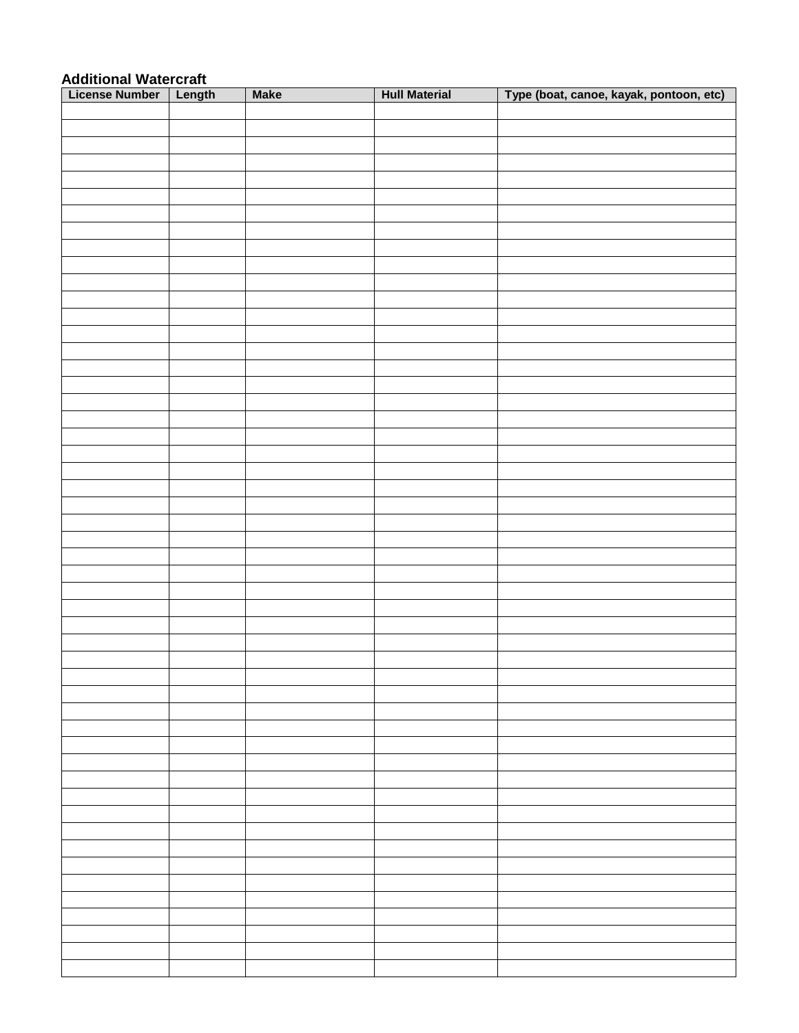## Additional Watercraft

| License Number | Length | Make | Hull Material | Type (boat, canoe, kayak, pontoon, etc) |
|---|---|---|---|---|
| | | | | |
| | | | | |
| | | | | |
| | | | | |
| | | | | |
| | | | | |
| | | | | |
| | | | | |
| | | | | |
| | | | | |
| | | | | |
| | | | | |
| | | | | |
| | | | | |
| | | | | |
| | | | | |
| | | | | |
| | | | | |
| | | | | |
| | | | | |
| | | | | |
| | | | | |
| | | | | |
| | | | | |
| | | | | |
| | | | | |
| | | | | |
| | | | | |
| | | | | |
| | | | | |
| | | | | |
| | | | | |
| | | | | |
| | | | | |
| | | | | |
| | | | | |
| | | | | |
| | | | | |
| | | | | |
| | | | | |
| | | | | |
| | | | | |
| | | | | |
| | | | | |
| | | | | |
| | | | | |
| | | | | |
| | | | | |
| | | | | |
| | | | | |
| | | | | |